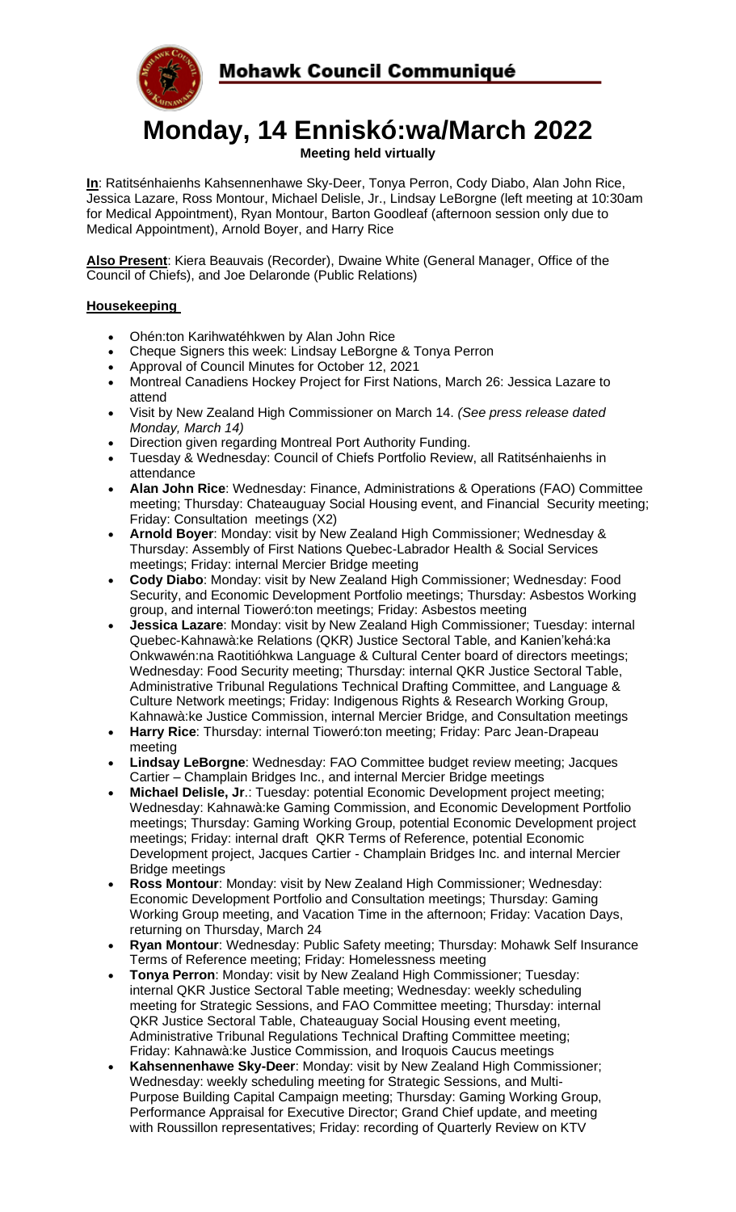# Mohawk Council Communiqué

# Monday, 14 Enniskó:wa/March 2022

**Meeting held virtually**

**In**: Ratitsénhaienhs Kahsennenhawe Sky-Deer, Tonya Perron, Cody Diabo, Alan John Rice, Jessica Lazare, Ross Montour, Michael Delisle, Jr., Lindsay LeBorgne (left meeting at 10:30am for Medical Appointment), Ryan Montour, Barton Goodleaf (afternoon session only due to Medical Appointment), Arnold Boyer, and Harry Rice

**Also Present**: Kiera Beauvais (Recorder), Dwaine White (General Manager, Office of the Council of Chiefs), and Joe Delaronde (Public Relations)

## Housekeeping

- Ohén:ton Karihwatéhkwen by Alan John Rice
- Cheque Signers this week: Lindsay LeBorgne & Tonya Perron
- Approval of Council Minutes for October 12, 2021
- Montreal Canadiens Hockey Project for First Nations, March 26: Jessica Lazare to attend
- Visit by New Zealand High Commissioner on March 14. *(See press release dated Monday, March 14)*
- Direction given regarding Montreal Port Authority Funding.
- Tuesday & Wednesday: Council of Chiefs Portfolio Review, all Ratitsénhaienhs in attendance
- **Alan John Rice**: Wednesday: Finance, Administrations & Operations (FAO) Committee meeting; Thursday: Chateauguay Social Housing event, and Financial Security meeting; Friday: Consultation meetings (X2)
- **Arnold Boyer**: Monday: visit by New Zealand High Commissioner; Wednesday & Thursday: Assembly of First Nations Quebec-Labrador Health & Social Services meetings; Friday: internal Mercier Bridge meeting
- **Cody Diabo**: Monday: visit by New Zealand High Commissioner; Wednesday: Food Security, and Economic Development Portfolio meetings; Thursday: Asbestos Working group, and internal Tioweró:ton meetings; Friday: Asbestos meeting
- **Jessica Lazare**: Monday: visit by New Zealand High Commissioner; Tuesday: internal Quebec-Kahnawà:ke Relations (QKR) Justice Sectoral Table, and Kanien'kehá:ka Onkwawén:na Raotitióhkwa Language & Cultural Center board of directors meetings; Wednesday: Food Security meeting; Thursday: internal QKR Justice Sectoral Table, Administrative Tribunal Regulations Technical Drafting Committee, and Language & Culture Network meetings; Friday: Indigenous Rights & Research Working Group, Kahnawà:ke Justice Commission, internal Mercier Bridge, and Consultation meetings
- **Harry Rice**: Thursday: internal Tioweró:ton meeting; Friday: Parc Jean-Drapeau meeting
- **Lindsay LeBorgne**: Wednesday: FAO Committee budget review meeting; Jacques Cartier – Champlain Bridges Inc., and internal Mercier Bridge meetings
- **Michael Delisle, Jr**.: Tuesday: potential Economic Development project meeting; Wednesday: Kahnawà:ke Gaming Commission, and Economic Development Portfolio meetings; Thursday: Gaming Working Group, potential Economic Development project meetings; Friday: internal draft QKR Terms of Reference, potential Economic Development project, Jacques Cartier - Champlain Bridges Inc. and internal Mercier Bridge meetings
- **Ross Montour**: Monday: visit by New Zealand High Commissioner; Wednesday: Economic Development Portfolio and Consultation meetings; Thursday: Gaming Working Group meeting, and Vacation Time in the afternoon; Friday: Vacation Days, returning on Thursday, March 24
- **Ryan Montour**: Wednesday: Public Safety meeting; Thursday: Mohawk Self Insurance Terms of Reference meeting; Friday: Homelessness meeting
- **Tonya Perron**: Monday: visit by New Zealand High Commissioner; Tuesday: internal QKR Justice Sectoral Table meeting; Wednesday: weekly scheduling meeting for Strategic Sessions, and FAO Committee meeting; Thursday: internal QKR Justice Sectoral Table, Chateauguay Social Housing event meeting, Administrative Tribunal Regulations Technical Drafting Committee meeting; Friday: Kahnawà:ke Justice Commission, and Iroquois Caucus meetings
- **Kahsennenhawe Sky-Deer**: Monday: visit by New Zealand High Commissioner; Wednesday: weekly scheduling meeting for Strategic Sessions, and Multi-Purpose Building Capital Campaign meeting; Thursday: Gaming Working Group, Performance Appraisal for Executive Director; Grand Chief update, and meeting with Roussillon representatives; Friday: recording of Quarterly Review on KTV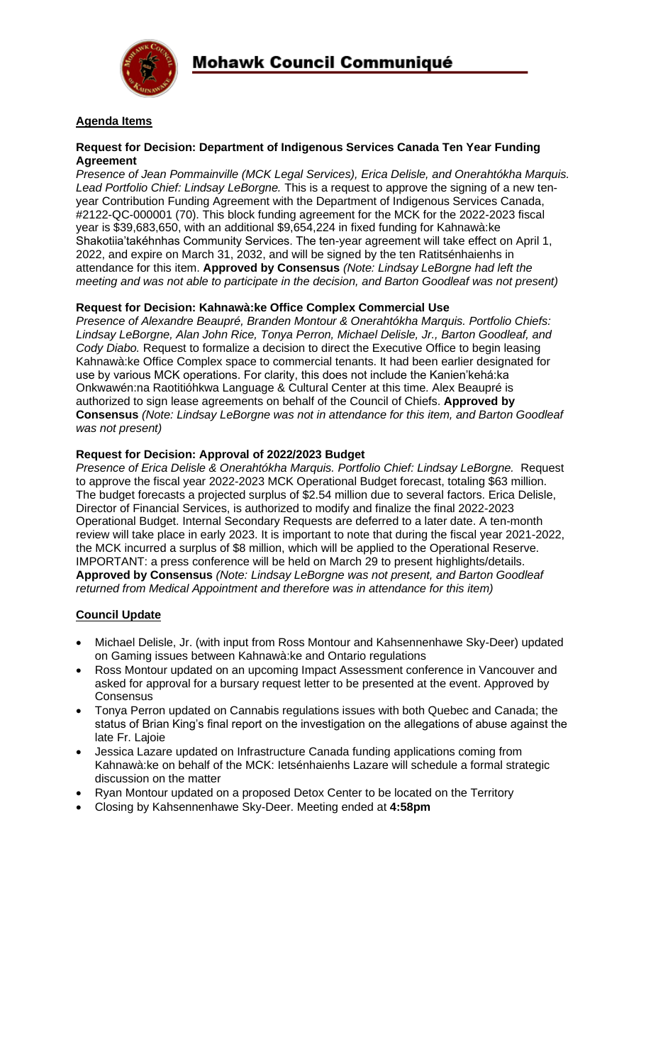**Agenda Items**

**Request for Decision: Department of Indigenous Services Canada Ten Year Funding Agreement**

*Presence of Jean Pommainville (MCK Legal Services), Erica Delisle, and Onerahtókha Marquis. Lead Portfolio Chief: Lindsay LeBorgne.* This is a request to approve the signing of a new ten-year Contribution Funding Agreement with the Department of Indigenous Services Canada, #2122-QC-000001 (70). This block funding agreement for the MCK for the 2022-2023 fiscal year is $39,683,650, with an additional $9,654,224 in fixed funding for Kahnawà:ke Shakotiia'takéhnhas Community Services. The ten-year agreement will take effect on April 1, 2022, and expire on March 31, 2032, and will be signed by the ten Ratitsénhaienhs in attendance for this item. **Approved by Consensus** *(Note: Lindsay LeBorgne had left the meeting and was not able to participate in the decision, and Barton Goodleaf was not present)*

**Request for Decision: Kahnawà:ke Office Complex Commercial Use**

*Presence of Alexandre Beaupré, Branden Montour & Onerahtókha Marquis. Portfolio Chiefs: Lindsay LeBorgne, Alan John Rice, Tonya Perron, Michael Delisle, Jr., Barton Goodleaf, and Cody Diabo.* Request to formalize a decision to direct the Executive Office to begin leasing Kahnawà:ke Office Complex space to commercial tenants. It had been earlier designated for use by various MCK operations. For clarity, this does not include the Kanien'kehá:ka Onkwawén:na Raotitióhkwa Language & Cultural Center at this time. Alex Beaupré is authorized to sign lease agreements on behalf of the Council of Chiefs. **Approved by Consensus** *(Note: Lindsay LeBorgne was not in attendance for this item, and Barton Goodleaf was not present)*

**Request for Decision: Approval of 2022/2023 Budget**

*Presence of Erica Delisle & Onerahtókha Marquis. Portfolio Chief: Lindsay LeBorgne.* Request to approve the fiscal year 2022-2023 MCK Operational Budget forecast, totaling $63 million. The budget forecasts a projected surplus of $2.54 million due to several factors. Erica Delisle, Director of Financial Services, is authorized to modify and finalize the final 2022-2023 Operational Budget. Internal Secondary Requests are deferred to a later date. A ten-month review will take place in early 2023. It is important to note that during the fiscal year 2021-2022, the MCK incurred a surplus of $8 million, which will be applied to the Operational Reserve. IMPORTANT: a press conference will be held on March 29 to present highlights/details. **Approved by Consensus** *(Note: Lindsay LeBorgne was not present, and Barton Goodleaf returned from Medical Appointment and therefore was in attendance for this item)*

**Council Update**

- Michael Delisle, Jr. (with input from Ross Montour and Kahsennenhawe Sky-Deer) updated on Gaming issues between Kahnawà:ke and Ontario regulations
- Ross Montour updated on an upcoming Impact Assessment conference in Vancouver and asked for approval for a bursary request letter to be presented at the event. Approved by Consensus
- Tonya Perron updated on Cannabis regulations issues with both Quebec and Canada; the status of Brian King's final report on the investigation on the allegations of abuse against the late Fr. Lajoie
- Jessica Lazare updated on Infrastructure Canada funding applications coming from Kahnawà:ke on behalf of the MCK: Ietsénhaienhs Lazare will schedule a formal strategic discussion on the matter
- Ryan Montour updated on a proposed Detox Center to be located on the Territory
- Closing by Kahsennenhawe Sky-Deer. Meeting ended at **4:58pm**